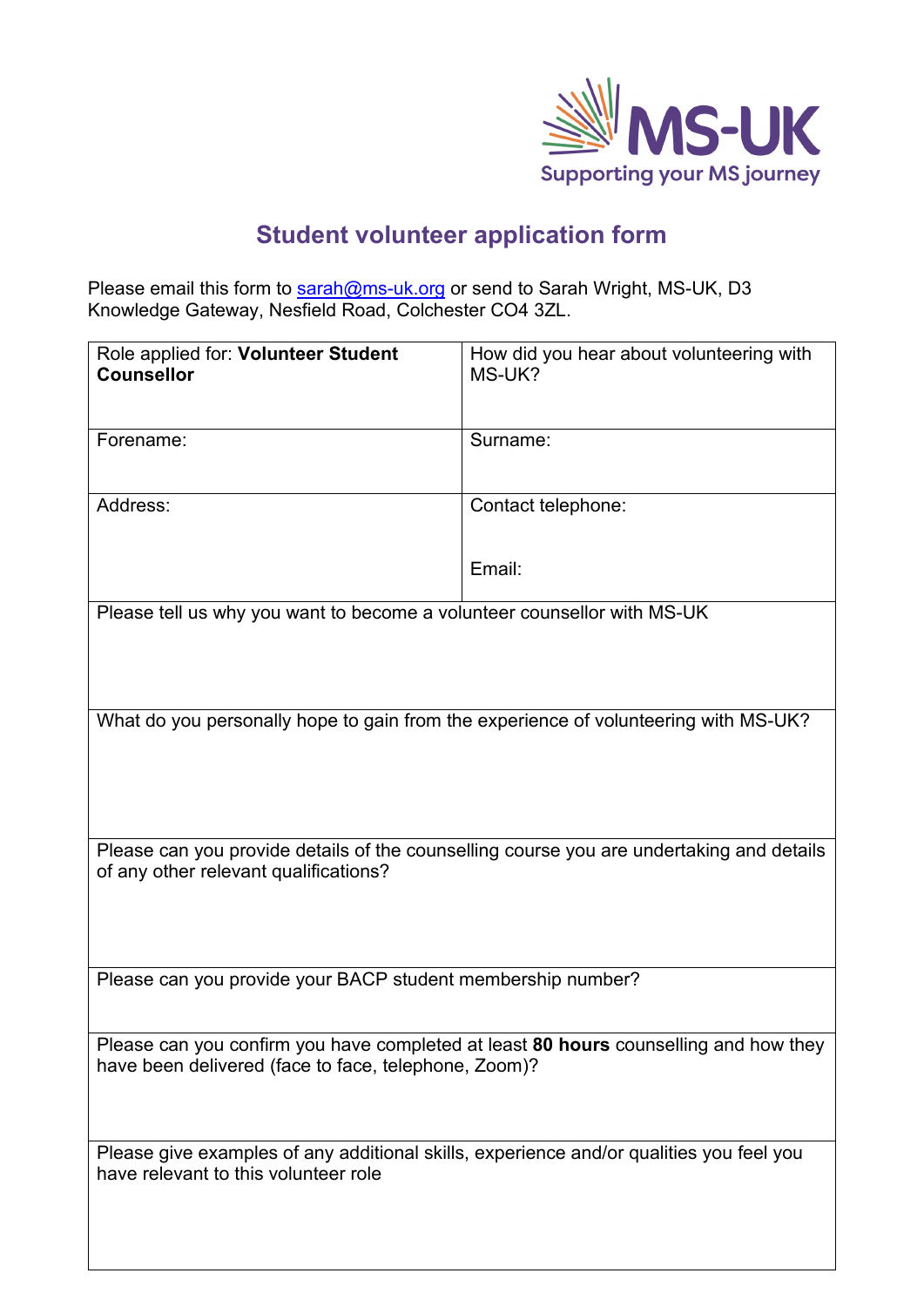MS-UK
Supporting your MS journey

# Student volunteer application form

Please email this form to sarah@ms-uk.org or send to Sarah Wright, MS-UK, D3 Knowledge Gateway, Nesfield Road, Colchester CO4 3ZL.

| | |
|---|---|
| Role applied for: **Volunteer Student Counsellor** | How did you hear about volunteering with MS-UK? |
| Forename: | Surname: |
| Address: | Contact telephone:<br><br>Email: |
| Please tell us why you want to become a volunteer counsellor with MS-UK | |
| What do you personally hope to gain from the experience of volunteering with MS-UK? | |
| Please can you provide details of the counselling course you are undertaking and details of any other relevant qualifications? | |
| Please can you provide your BACP student membership number? | |
| Please can you confirm you have completed at least **80 hours** counselling and how they have been delivered (face to face, telephone, Zoom)? | |
| Please give examples of any additional skills, experience and/or qualities you feel you have relevant to this volunteer role | |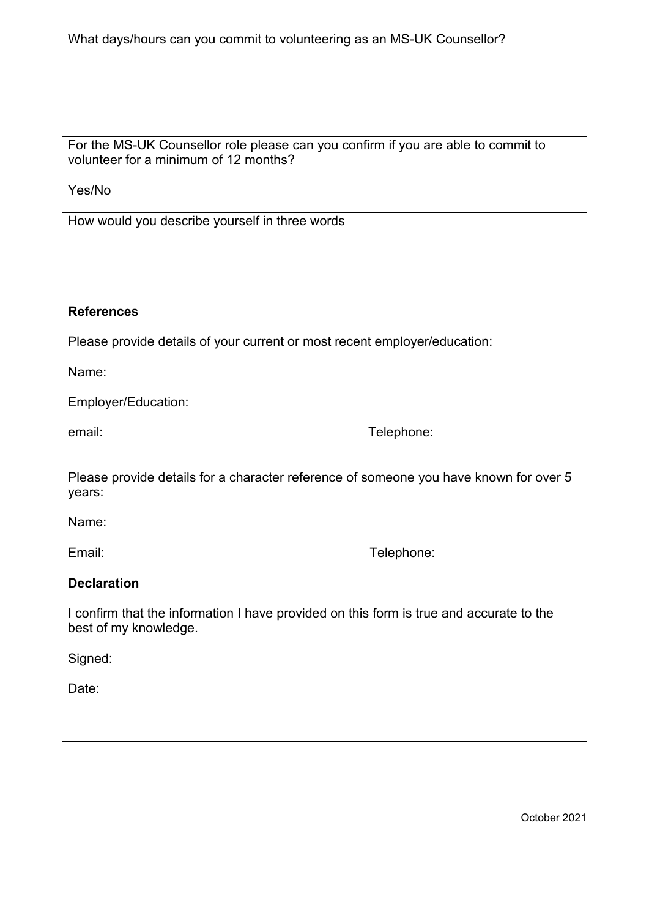What days/hours can you commit to volunteering as an MS-UK Counsellor?

For the MS-UK Counsellor role please can you confirm if you are able to commit to volunteer for a minimum of 12 months?

Yes/No

How would you describe yourself in three words

**References**

Please provide details of your current or most recent employer/education:

Name:

Employer/Education:

email: Telephone:

Please provide details for a character reference of someone you have known for over 5 years:

Name:

Email: Telephone:

**Declaration**

I confirm that the information I have provided on this form is true and accurate to the best of my knowledge.

Signed:

Date:

October 2021